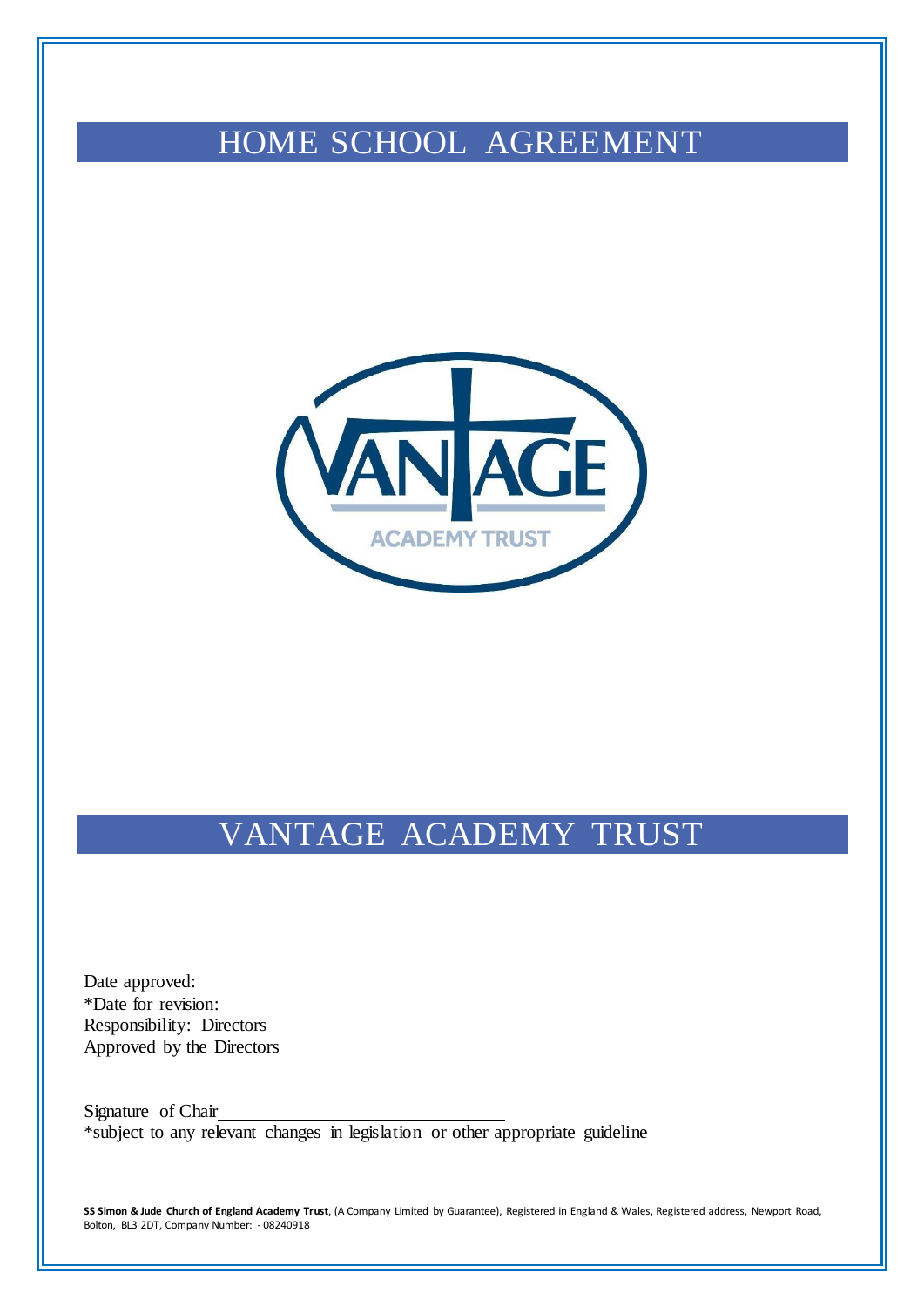# HOME SCHOOL AGREEMENT

# VANTAGE ACADEMY TRUST

Date approved:
*Date for revision:
Responsibility: Directors
Approved by the Directors

Signature of Chair______________________________
*subject to any relevant changes in legislation or other appropriate guideline

**SS Simon & Jude Church of England Academy Trust**, (A Company Limited by Guarantee), Registered in England & Wales, Registered address, Newport Road, Bolton, BL3 2DT, Company Number: - 08240918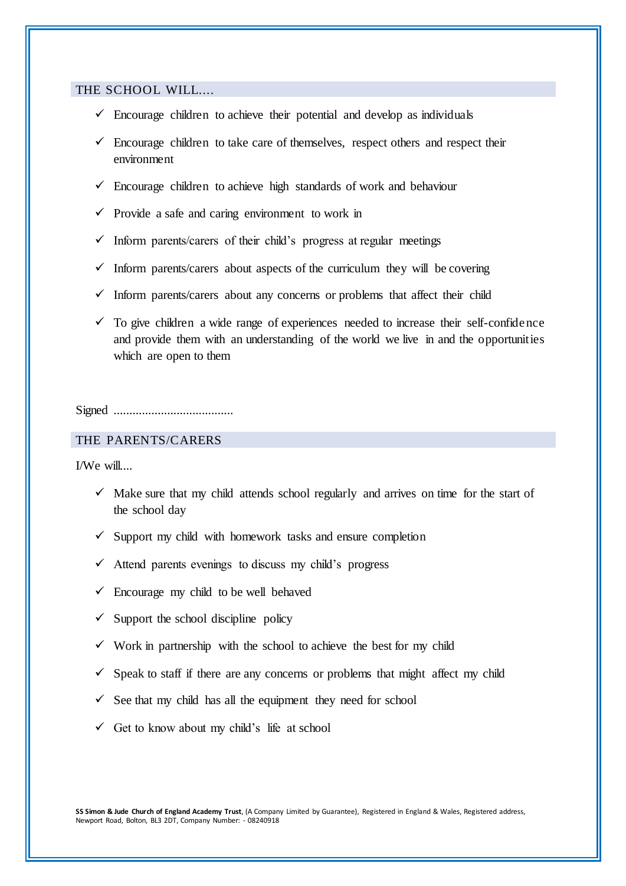## THE SCHOOL WILL....

- ✓ Encourage children to achieve their potential and develop as individuals
- ✓ Encourage children to take care of themselves, respect others and respect their environment
- ✓ Encourage children to achieve high standards of work and behaviour
- ✓ Provide a safe and caring environment to work in
- ✓ Inform parents/carers of their child's progress at regular meetings
- ✓ Inform parents/carers about aspects of the curriculum they will be covering
- ✓ Inform parents/carers about any concerns or problems that affect their child
- ✓ To give children a wide range of experiences needed to increase their self-confidence and provide them with an understanding of the world we live in and the opportunities which are open to them

Signed ......................................

## THE PARENTS/CARERS

I/We will....

- ✓ Make sure that my child attends school regularly and arrives on time for the start of the school day
- ✓ Support my child with homework tasks and ensure completion
- ✓ Attend parents evenings to discuss my child's progress
- ✓ Encourage my child to be well behaved
- ✓ Support the school discipline policy
- ✓ Work in partnership with the school to achieve the best for my child
- ✓ Speak to staff if there are any concerns or problems that might affect my child
- ✓ See that my child has all the equipment they need for school
- ✓ Get to know about my child's life at school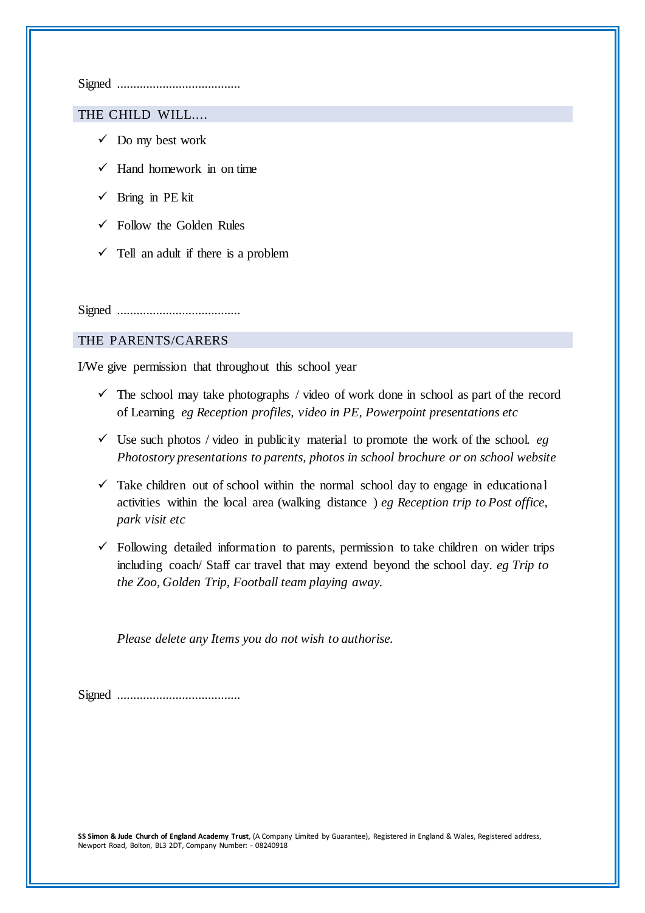Signed ......................................

## THE CHILD WILL....

- ✓ Do my best work
- ✓ Hand homework in on time
- ✓ Bring in PE kit
- ✓ Follow the Golden Rules
- ✓ Tell an adult if there is a problem

Signed ......................................

## THE PARENTS/CARERS

I/We give permission that throughout this school year

- ✓ The school may take photographs / video of work done in school as part of the record of Learning *eg Reception profiles, video in PE, Powerpoint presentations etc*
- ✓ Use such photos / video in publicity material to promote the work of the school. *eg Photostory presentations to parents, photos in school brochure or on school website*
- ✓ Take children out of school within the normal school day to engage in educational activities within the local area (walking distance ) *eg Reception trip to Post office, park visit etc*
- ✓ Following detailed information to parents, permission to take children on wider trips including coach/ Staff car travel that may extend beyond the school day. *eg Trip to the Zoo, Golden Trip, Football team playing away.*

*Please delete any Items you do not wish to authorise.*

Signed ......................................

**SS Simon & Jude Church of England Academy Trust**, (A Company Limited by Guarantee), Registered in England & Wales, Registered address, Newport Road, Bolton, BL3 2DT, Company Number: - 08240918